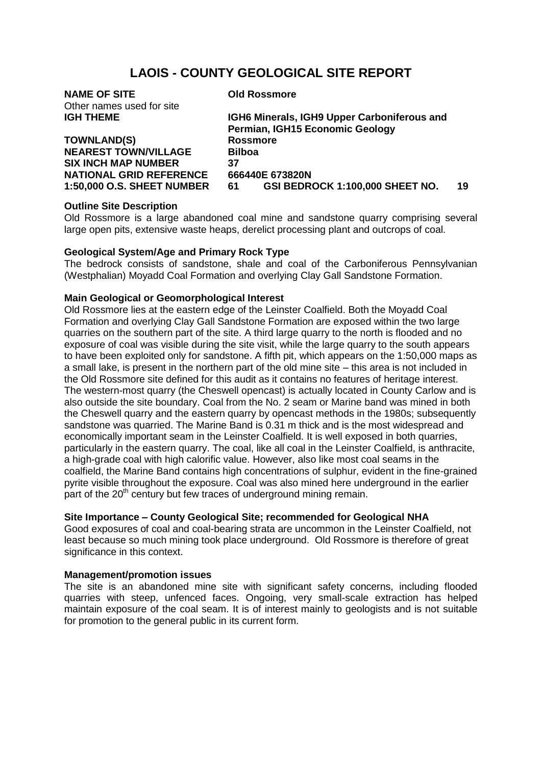# LAOIS - COUNTY GEOLOGICAL SITE REPORT

| | |
|---|---|
| **NAME OF SITE** | **Old Rossmore** |
| Other names used for site | |
| **IGH THEME** | **IGH6 Minerals, IGH9 Upper Carboniferous and Permian, IGH15 Economic Geology** |
| **TOWNLAND(S)** | **Rossmore** |
| **NEAREST TOWN/VILLAGE** | **Bilboa** |
| **SIX INCH MAP NUMBER** | **37** |
| **NATIONAL GRID REFERENCE** | **666440E 673820N** |
| **1:50,000 O.S. SHEET NUMBER** | **61 GSI BEDROCK 1:100,000 SHEET NO. 19** |

**Outline Site Description**

Old Rossmore is a large abandoned coal mine and sandstone quarry comprising several large open pits, extensive waste heaps, derelict processing plant and outcrops of coal.

**Geological System/Age and Primary Rock Type**

The bedrock consists of sandstone, shale and coal of the Carboniferous Pennsylvanian (Westphalian) Moyadd Coal Formation and overlying Clay Gall Sandstone Formation.

**Main Geological or Geomorphological Interest**

Old Rossmore lies at the eastern edge of the Leinster Coalfield. Both the Moyadd Coal Formation and overlying Clay Gall Sandstone Formation are exposed within the two large quarries on the southern part of the site. A third large quarry to the north is flooded and no exposure of coal was visible during the site visit, while the large quarry to the south appears to have been exploited only for sandstone. A fifth pit, which appears on the 1:50,000 maps as a small lake, is present in the northern part of the old mine site – this area is not included in the Old Rossmore site defined for this audit as it contains no features of heritage interest. The western-most quarry (the Cheswell opencast) is actually located in County Carlow and is also outside the site boundary. Coal from the No. 2 seam or Marine band was mined in both the Cheswell quarry and the eastern quarry by opencast methods in the 1980s; subsequently sandstone was quarried. The Marine Band is 0.31 m thick and is the most widespread and economically important seam in the Leinster Coalfield. It is well exposed in both quarries, particularly in the eastern quarry. The coal, like all coal in the Leinster Coalfield, is anthracite, a high-grade coal with high calorific value. However, also like most coal seams in the coalfield, the Marine Band contains high concentrations of sulphur, evident in the fine-grained pyrite visible throughout the exposure. Coal was also mined here underground in the earlier part of the 20th century but few traces of underground mining remain.

**Site Importance – County Geological Site; recommended for Geological NHA**

Good exposures of coal and coal-bearing strata are uncommon in the Leinster Coalfield, not least because so much mining took place underground. Old Rossmore is therefore of great significance in this context.

**Management/promotion issues**

The site is an abandoned mine site with significant safety concerns, including flooded quarries with steep, unfenced faces. Ongoing, very small-scale extraction has helped maintain exposure of the coal seam. It is of interest mainly to geologists and is not suitable for promotion to the general public in its current form.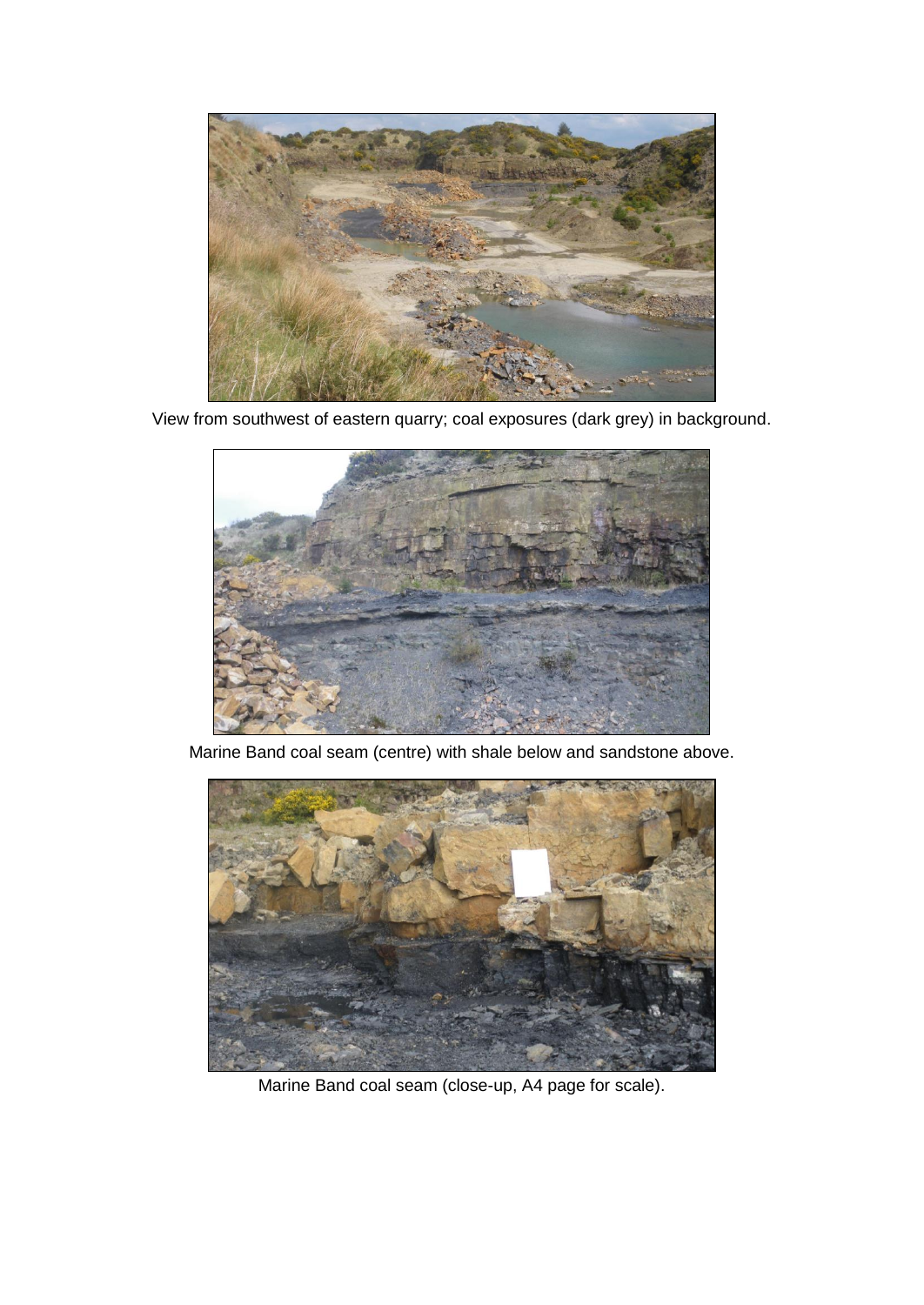View from southwest of eastern quarry; coal exposures (dark grey) in background.

Marine Band coal seam (centre) with shale below and sandstone above.

Marine Band coal seam (close-up, A4 page for scale).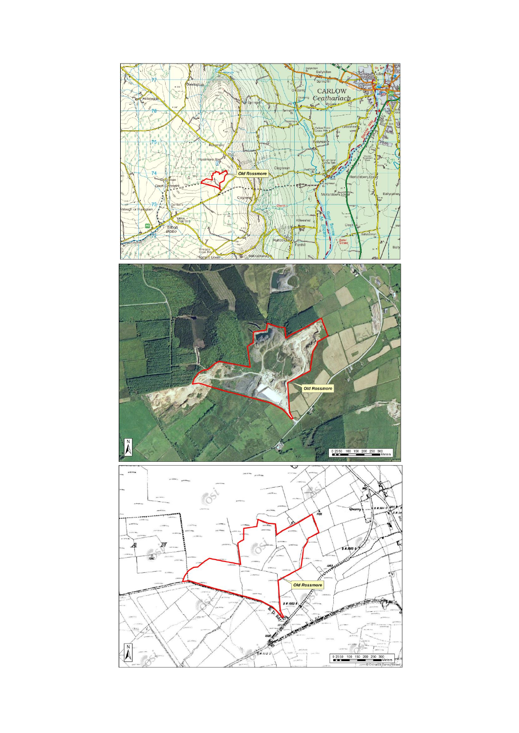Old Rossmore

Old Rossmore

0 25 50 100 150 200 250 300 Meters

Old Rossmore

0 25 50 100 150 200 250 300 Meters

© Ordnance Survey Ireland